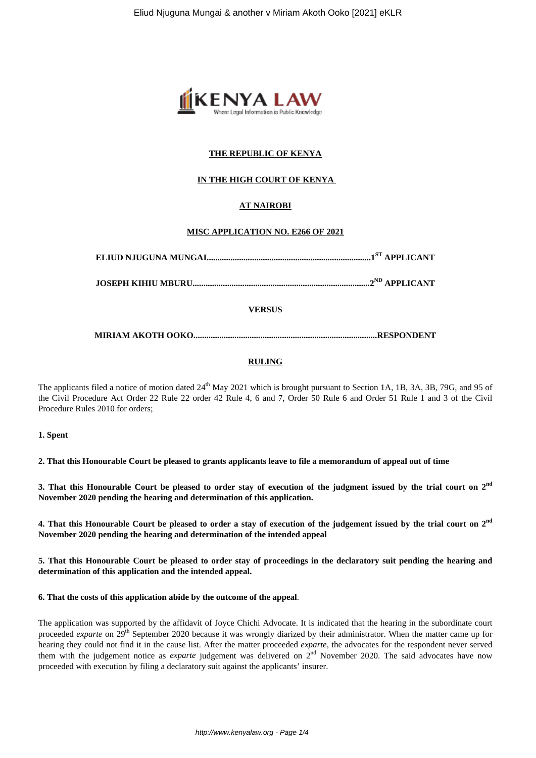**THE REPUBLIC OF KENYA**

**IN THE HIGH COURT OF KENYA**

**AT NAIROBI**

**MISC APPLICATION NO. E266 OF 2021**

**ELIUD NJUGUNA MUNGAI...........................................................................1[ST] APPLICANT**

**JOSEPH KIHIU MBURU.................................................................................2[ND] APPLICANT**

**VERSUS**

**MIRIAM AKOTH OOKO....................................................................................RESPONDENT**

**RULING**

The applicants filed a notice of motion dated 24[th] May 2021 which is brought pursuant to Section 1A, 1B, 3A, 3B, 79G, and 95 of the Civil Procedure Act Order 22 Rule 22 order 42 Rule 4, 6 and 7, Order 50 Rule 6 and Order 51 Rule 1 and 3 of the Civil Procedure Rules 2010 for orders;

**1. Spent**

**2. That this Honourable Court be pleased to grants applicants leave to file a memorandum of appeal out of time**

**3. That this Honourable Court be pleased to order stay of execution of the judgment issued by the trial court on 2[nd] November 2020 pending the hearing and determination of this application.**

**4. That this Honourable Court be pleased to order a stay of execution of the judgement issued by the trial court on 2[nd] November 2020 pending the hearing and determination of the intended appeal**

**5. That this Honourable Court be pleased to order stay of proceedings in the declaratory suit pending the hearing and determination of this application and the intended appeal.**

**6. That the costs of this application abide by the outcome of the appeal**.

The application was supported by the affidavit of Joyce Chichi Advocate. It is indicated that the hearing in the subordinate court proceeded *exparte* on 29[th] September 2020 because it was wrongly diarized by their administrator. When the matter came up for hearing they could not find it in the cause list. After the matter proceeded *exparte*, the advocates for the respondent never served them with the judgement notice as *exparte* judgement was delivered on 2[nd] November 2020. The said advocates have now proceeded with execution by filing a declaratory suit against the applicants' insurer.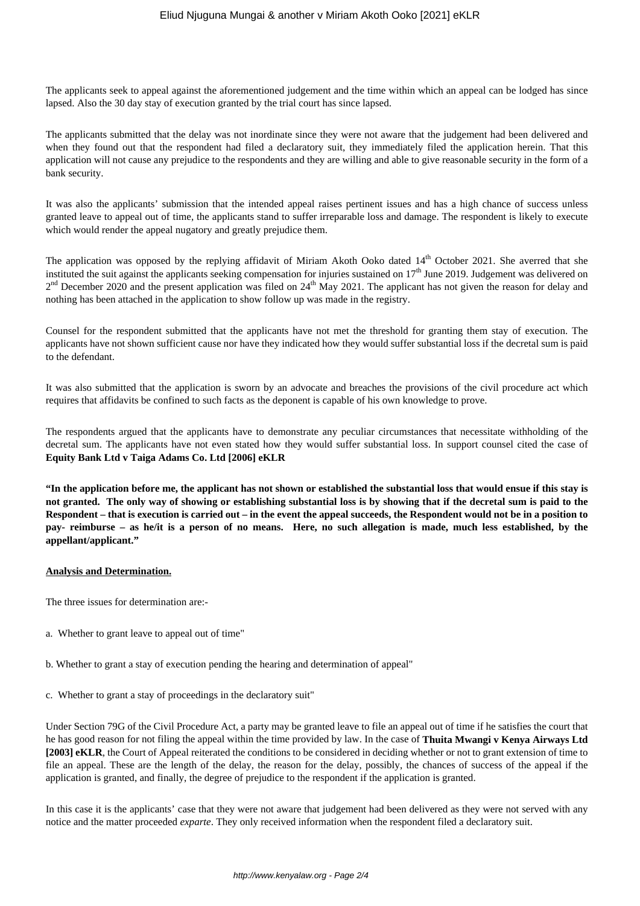The applicants seek to appeal against the aforementioned judgement and the time within which an appeal can be lodged has since lapsed. Also the 30 day stay of execution granted by the trial court has since lapsed.

The applicants submitted that the delay was not inordinate since they were not aware that the judgement had been delivered and when they found out that the respondent had filed a declaratory suit, they immediately filed the application herein. That this application will not cause any prejudice to the respondents and they are willing and able to give reasonable security in the form of a bank security.

It was also the applicants' submission that the intended appeal raises pertinent issues and has a high chance of success unless granted leave to appeal out of time, the applicants stand to suffer irreparable loss and damage. The respondent is likely to execute which would render the appeal nugatory and greatly prejudice them.

The application was opposed by the replying affidavit of Miriam Akoth Ooko dated 14th October 2021. She averred that she instituted the suit against the applicants seeking compensation for injuries sustained on 17th June 2019. Judgement was delivered on 2nd December 2020 and the present application was filed on 24th May 2021. The applicant has not given the reason for delay and nothing has been attached in the application to show follow up was made in the registry.

Counsel for the respondent submitted that the applicants have not met the threshold for granting them stay of execution. The applicants have not shown sufficient cause nor have they indicated how they would suffer substantial loss if the decretal sum is paid to the defendant.

It was also submitted that the application is sworn by an advocate and breaches the provisions of the civil procedure act which requires that affidavits be confined to such facts as the deponent is capable of his own knowledge to prove.

The respondents argued that the applicants have to demonstrate any peculiar circumstances that necessitate withholding of the decretal sum. The applicants have not even stated how they would suffer substantial loss. In support counsel cited the case of **Equity Bank Ltd v Taiga Adams Co. Ltd [2006] eKLR**

**"In the application before me, the applicant has not shown or established the substantial loss that would ensue if this stay is not granted. The only way of showing or establishing substantial loss is by showing that if the decretal sum is paid to the Respondent – that is execution is carried out – in the event the appeal succeeds, the Respondent would not be in a position to pay- reimburse – as he/it is a person of no means. Here, no such allegation is made, much less established, by the appellant/applicant."**

**Analysis and Determination.**

The three issues for determination are:-

a. Whether to grant leave to appeal out of time"

b. Whether to grant a stay of execution pending the hearing and determination of appeal"

c. Whether to grant a stay of proceedings in the declaratory suit"

Under Section 79G of the Civil Procedure Act, a party may be granted leave to file an appeal out of time if he satisfies the court that he has good reason for not filing the appeal within the time provided by law. In the case of **Thuita Mwangi v Kenya Airways Ltd [2003] eKLR**, the Court of Appeal reiterated the conditions to be considered in deciding whether or not to grant extension of time to file an appeal. These are the length of the delay, the reason for the delay, possibly, the chances of success of the appeal if the application is granted, and finally, the degree of prejudice to the respondent if the application is granted.

In this case it is the applicants' case that they were not aware that judgement had been delivered as they were not served with any notice and the matter proceeded *exparte*. They only received information when the respondent filed a declaratory suit.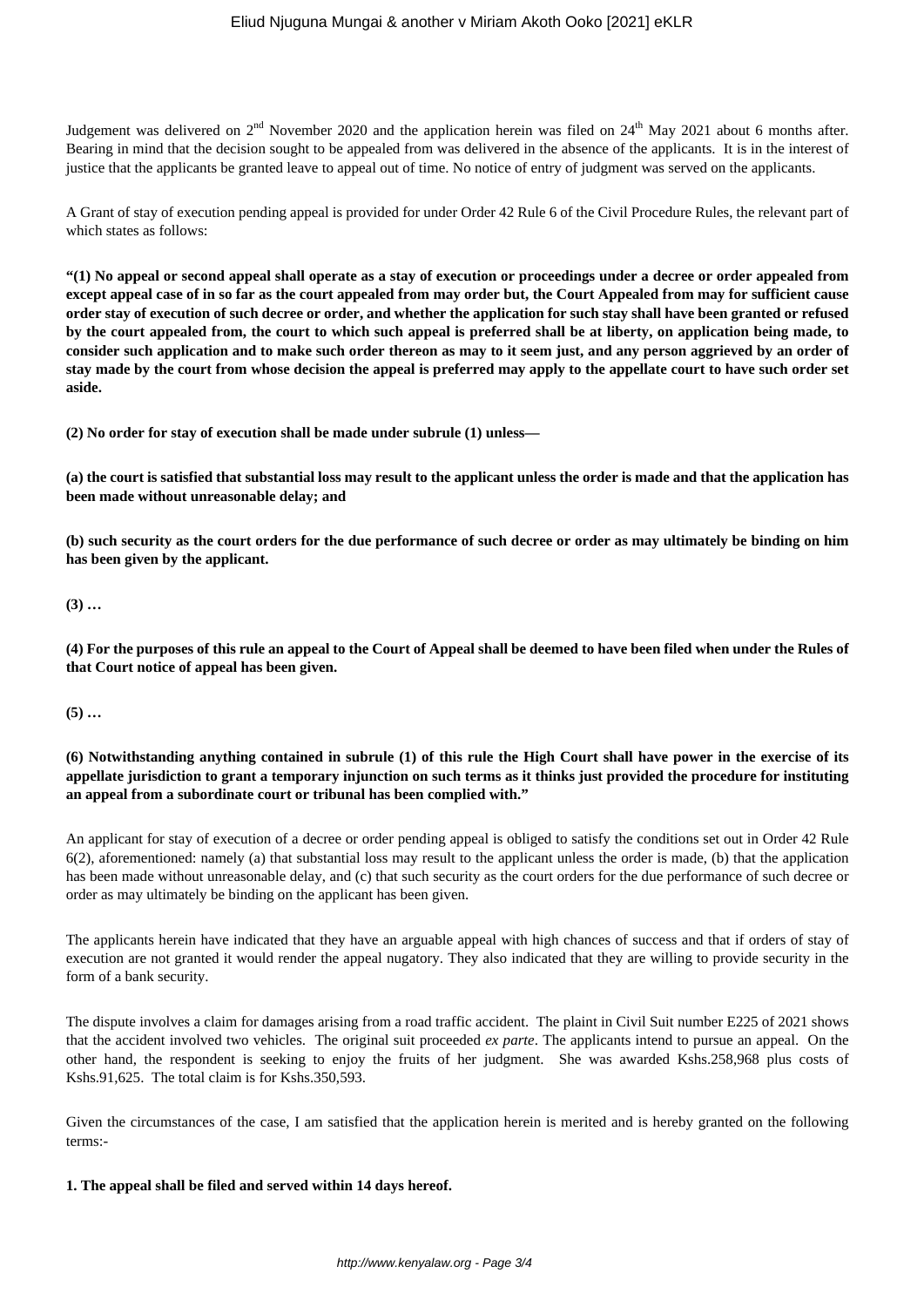Judgement was delivered on 2nd November 2020 and the application herein was filed on 24th May 2021 about 6 months after. Bearing in mind that the decision sought to be appealed from was delivered in the absence of the applicants. It is in the interest of justice that the applicants be granted leave to appeal out of time. No notice of entry of judgment was served on the applicants.

A Grant of stay of execution pending appeal is provided for under Order 42 Rule 6 of the Civil Procedure Rules, the relevant part of which states as follows:

**"(1) No appeal or second appeal shall operate as a stay of execution or proceedings under a decree or order appealed from except appeal case of in so far as the court appealed from may order but, the Court Appealed from may for sufficient cause order stay of execution of such decree or order, and whether the application for such stay shall have been granted or refused by the court appealed from, the court to which such appeal is preferred shall be at liberty, on application being made, to consider such application and to make such order thereon as may to it seem just, and any person aggrieved by an order of stay made by the court from whose decision the appeal is preferred may apply to the appellate court to have such order set aside.**

**(2) No order for stay of execution shall be made under subrule (1) unless—**

**(a) the court is satisfied that substantial loss may result to the applicant unless the order is made and that the application has been made without unreasonable delay; and**

**(b) such security as the court orders for the due performance of such decree or order as may ultimately be binding on him has been given by the applicant.**

**(3) …**

**(4) For the purposes of this rule an appeal to the Court of Appeal shall be deemed to have been filed when under the Rules of that Court notice of appeal has been given.**

**(5) …**

**(6) Notwithstanding anything contained in subrule (1) of this rule the High Court shall have power in the exercise of its appellate jurisdiction to grant a temporary injunction on such terms as it thinks just provided the procedure for instituting an appeal from a subordinate court or tribunal has been complied with."**

An applicant for stay of execution of a decree or order pending appeal is obliged to satisfy the conditions set out in Order 42 Rule 6(2), aforementioned: namely (a) that substantial loss may result to the applicant unless the order is made, (b) that the application has been made without unreasonable delay, and (c) that such security as the court orders for the due performance of such decree or order as may ultimately be binding on the applicant has been given.

The applicants herein have indicated that they have an arguable appeal with high chances of success and that if orders of stay of execution are not granted it would render the appeal nugatory. They also indicated that they are willing to provide security in the form of a bank security.

The dispute involves a claim for damages arising from a road traffic accident. The plaint in Civil Suit number E225 of 2021 shows that the accident involved two vehicles. The original suit proceeded *ex parte*. The applicants intend to pursue an appeal. On the other hand, the respondent is seeking to enjoy the fruits of her judgment. She was awarded Kshs.258,968 plus costs of Kshs.91,625. The total claim is for Kshs.350,593.

Given the circumstances of the case, I am satisfied that the application herein is merited and is hereby granted on the following terms:-

**1. The appeal shall be filed and served within 14 days hereof.**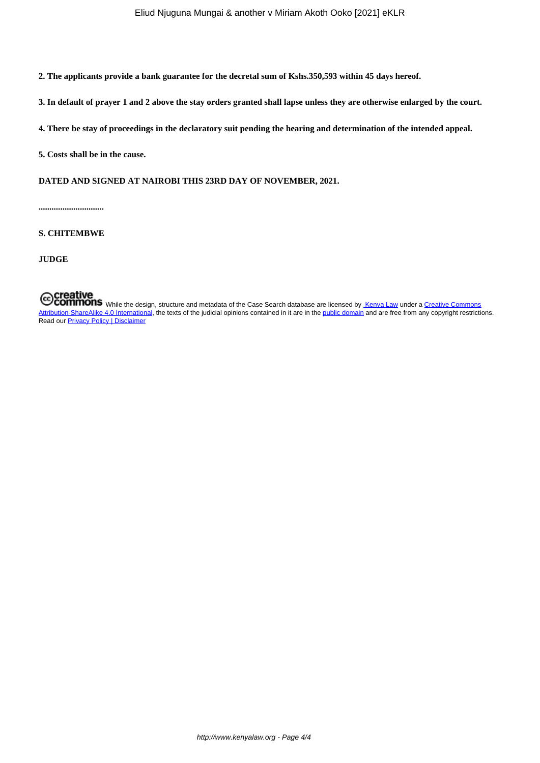**2. The applicants provide a bank guarantee for the decretal sum of Kshs.350,593 within 45 days hereof.**

**3. In default of prayer 1 and 2 above the stay orders granted shall lapse unless they are otherwise enlarged by the court.**

**4. There be stay of proceedings in the declaratory suit pending the hearing and determination of the intended appeal.**

**5. Costs shall be in the cause.**

**DATED AND SIGNED AT NAIROBI THIS 23RD DAY OF NOVEMBER, 2021.**

**..............................**

**S. CHITEMBWE**

**JUDGE**

While the design, structure and metadata of the Case Search database are licensed by Kenya Law under a Creative Commons Attribution-ShareAlike 4.0 International, the texts of the judicial opinions contained in it are in the public domain and are free from any copyright restrictions. Read our Privacy Policy | Disclaimer